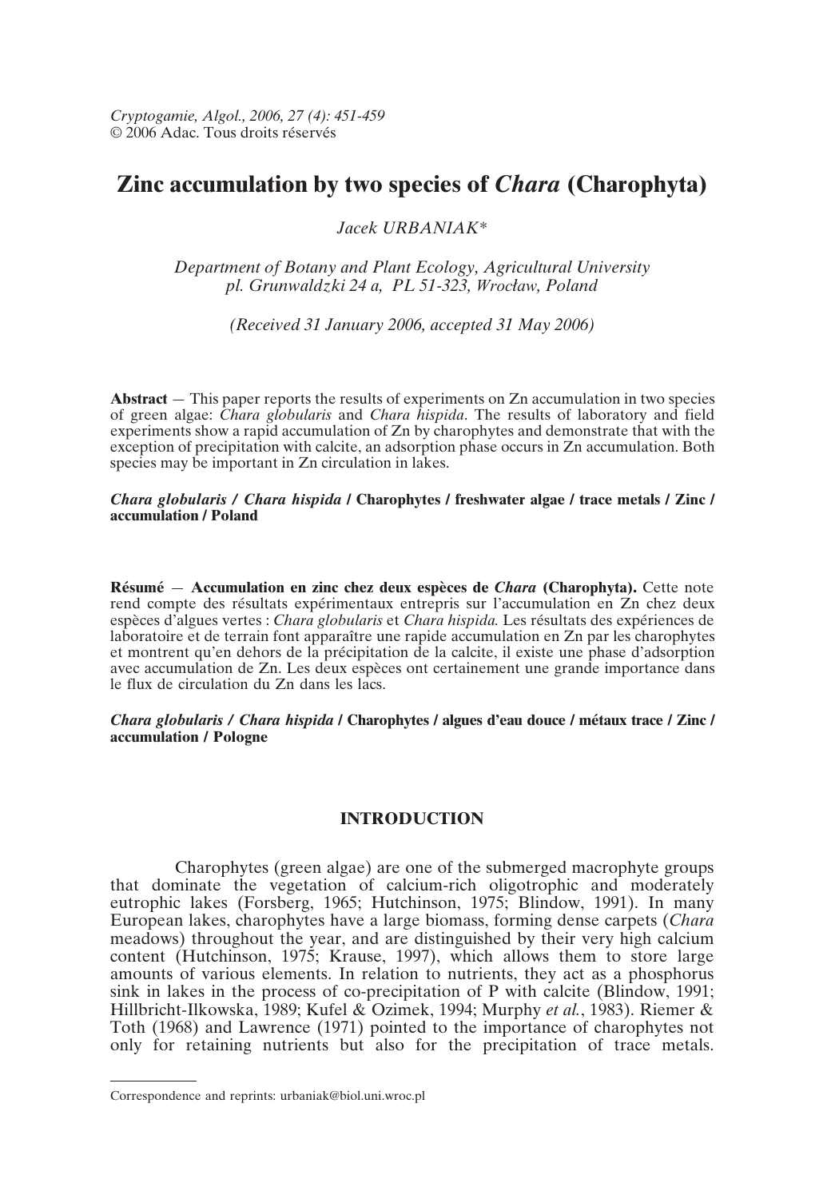*Cryptogamie, Algol., 2006, 27 (4): 451-459*
© 2006 Adac. Tous droits réservés

# Zinc accumulation by two species of *Chara* (Charophyta)

*Jacek URBANIAK**

*Department of Botany and Plant Ecology, Agricultural University pl. Grunwaldzki 24 a, PL 51-323, Wrocław, Poland*

*(Received 31 January 2006, accepted 31 May 2006)*

**Abstract** — This paper reports the results of experiments on Zn accumulation in two species of green algae: *Chara globularis* and *Chara hispida*. The results of laboratory and field experiments show a rapid accumulation of Zn by charophytes and demonstrate that with the exception of precipitation with calcite, an adsorption phase occurs in Zn accumulation. Both species may be important in Zn circulation in lakes.

***Chara globularis* / *Chara hispida* / Charophytes / freshwater algae / trace metals / Zinc / accumulation / Poland**

**Résumé — Accumulation en zinc chez deux espèces de *Chara* (Charophyta).** Cette note rend compte des résultats expérimentaux entrepris sur l'accumulation en Zn chez deux espèces d'algues vertes : *Chara globularis* et *Chara hispida.* Les résultats des expériences de laboratoire et de terrain font apparaître une rapide accumulation en Zn par les charophytes et montrent qu'en dehors de la précipitation de la calcite, il existe une phase d'adsorption avec accumulation de Zn. Les deux espèces ont certainement une grande importance dans le flux de circulation du Zn dans les lacs.

***Chara globularis* / *Chara hispida* / Charophytes / algues d'eau douce / métaux trace / Zinc / accumulation / Pologne**

## INTRODUCTION

Charophytes (green algae) are one of the submerged macrophyte groups that dominate the vegetation of calcium-rich oligotrophic and moderately eutrophic lakes (Forsberg, 1965; Hutchinson, 1975; Blindow, 1991). In many European lakes, charophytes have a large biomass, forming dense carpets (*Chara* meadows) throughout the year, and are distinguished by their very high calcium content (Hutchinson, 1975; Krause, 1997), which allows them to store large amounts of various elements. In relation to nutrients, they act as a phosphorus sink in lakes in the process of co-precipitation of P with calcite (Blindow, 1991; Hillbricht-Ilkowska, 1989; Kufel & Ozimek, 1994; Murphy *et al.*, 1983). Riemer & Toth (1968) and Lawrence (1971) pointed to the importance of charophytes not only for retaining nutrients but also for the precipitation of trace metals.

Correspondence and reprints: urbaniak@biol.uni.wroc.pl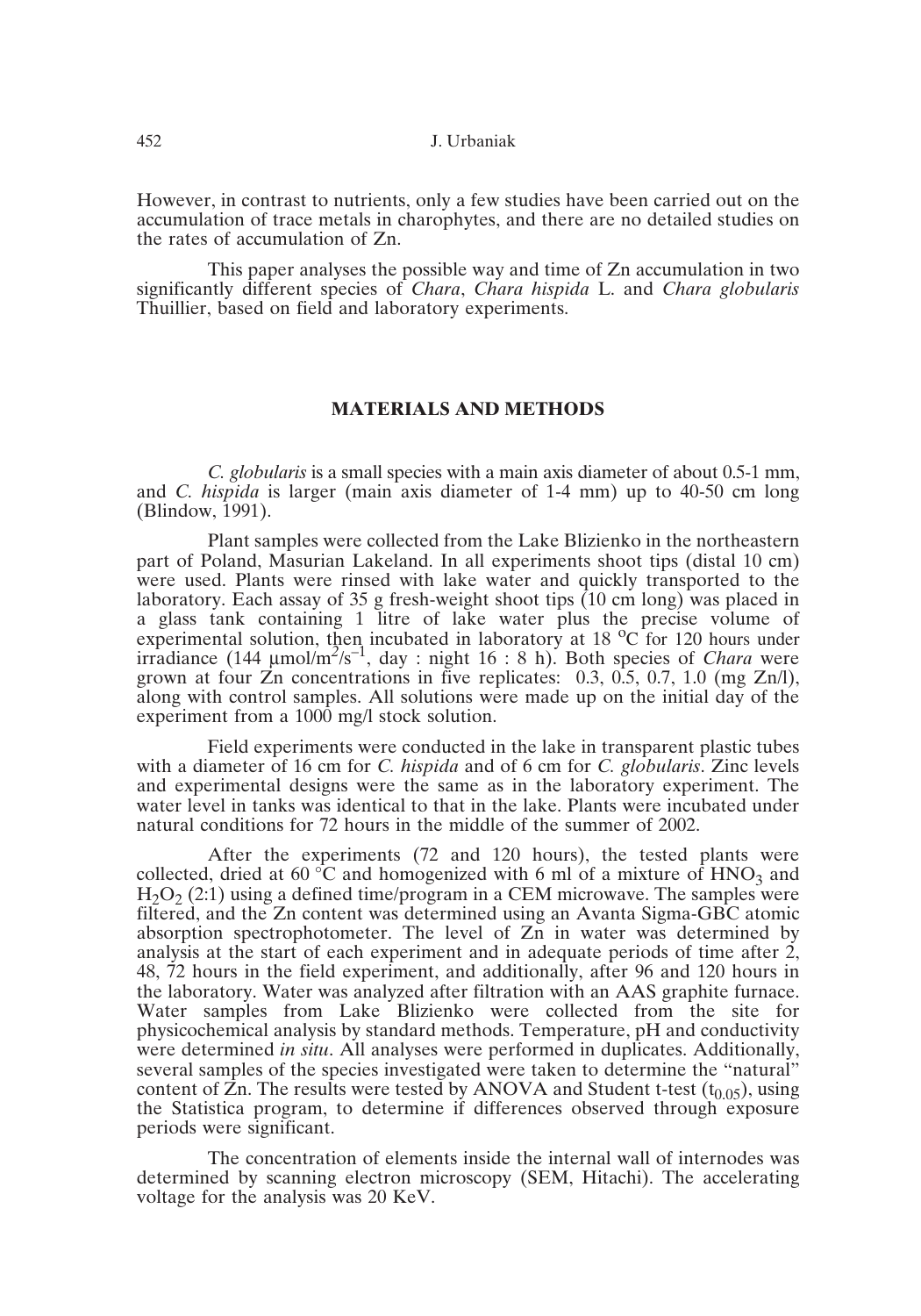However, in contrast to nutrients, only a few studies have been carried out on the accumulation of trace metals in charophytes, and there are no detailed studies on the rates of accumulation of Zn.

This paper analyses the possible way and time of Zn accumulation in two significantly different species of *Chara*, *Chara hispida* L. and *Chara globularis* Thuillier, based on field and laboratory experiments.

## MATERIALS AND METHODS

*C. globularis* is a small species with a main axis diameter of about 0.5-1 mm, and *C. hispida* is larger (main axis diameter of 1-4 mm) up to 40-50 cm long (Blindow, 1991).

Plant samples were collected from the Lake Blizienko in the northeastern part of Poland, Masurian Lakeland. In all experiments shoot tips (distal 10 cm) were used. Plants were rinsed with lake water and quickly transported to the laboratory. Each assay of 35 g fresh-weight shoot tips (10 cm long) was placed in a glass tank containing 1 litre of lake water plus the precise volume of experimental solution, then incubated in laboratory at 18 $^oC$ for 120 hours under irradiance (144 $\mu mol/m^2/s^{-1}$, day : night 16 : 8 h). Both species of *Chara* were grown at four Zn concentrations in five replicates: 0.3, 0.5, 0.7, 1.0 (mg Zn/l), along with control samples. All solutions were made up on the initial day of the experiment from a 1000 mg/l stock solution.

Field experiments were conducted in the lake in transparent plastic tubes with a diameter of 16 cm for *C. hispida* and of 6 cm for *C. globularis*. Zinc levels and experimental designs were the same as in the laboratory experiment. The water level in tanks was identical to that in the lake. Plants were incubated under natural conditions for 72 hours in the middle of the summer of 2002.

After the experiments (72 and 120 hours), the tested plants were collected, dried at 60 °C and homogenized with 6 ml of a mixture of $HNO_3$ and $H_2O_2$ (2:1) using a defined time/program in a CEM microwave. The samples were filtered, and the Zn content was determined using an Avanta Sigma-GBC atomic absorption spectrophotometer. The level of Zn in water was determined by analysis at the start of each experiment and in adequate periods of time after 2, 48, 72 hours in the field experiment, and additionally, after 96 and 120 hours in the laboratory. Water was analyzed after filtration with an AAS graphite furnace. Water samples from Lake Blizienko were collected from the site for physicochemical analysis by standard methods. Temperature, pH and conductivity were determined *in situ*. All analyses were performed in duplicates. Additionally, several samples of the species investigated were taken to determine the "natural" content of Zn. The results were tested by ANOVA and Student t-test ($t_{0.05}$), using the Statistica program, to determine if differences observed through exposure periods were significant.

The concentration of elements inside the internal wall of internodes was determined by scanning electron microscopy (SEM, Hitachi). The accelerating voltage for the analysis was 20 KeV.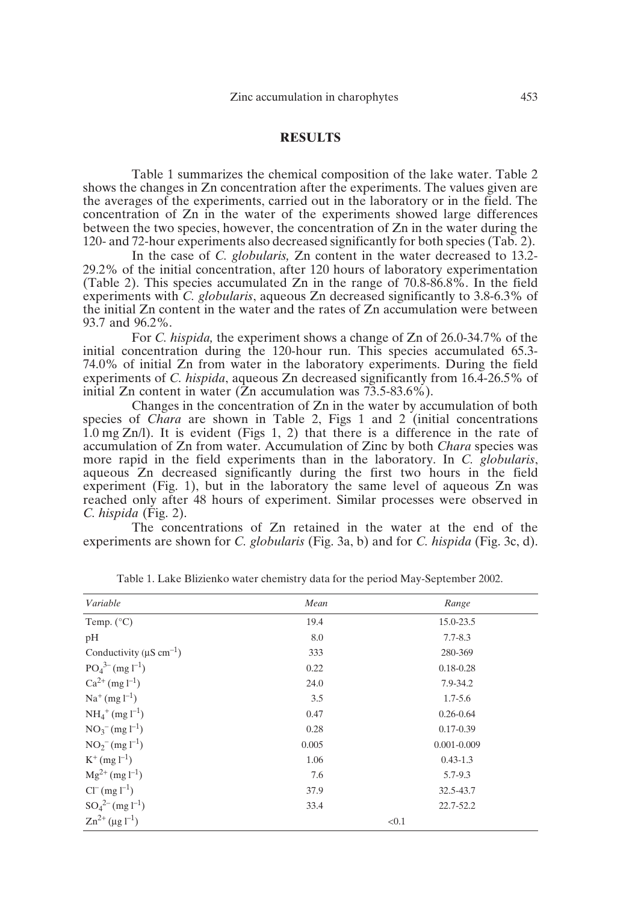## RESULTS

Table 1 summarizes the chemical composition of the lake water. Table 2 shows the changes in Zn concentration after the experiments. The values given are the averages of the experiments, carried out in the laboratory or in the field. The concentration of Zn in the water of the experiments showed large differences between the two species, however, the concentration of Zn in the water during the 120- and 72-hour experiments also decreased significantly for both species (Tab. 2).

In the case of *C. globularis,* Zn content in the water decreased to 13.2-29.2% of the initial concentration, after 120 hours of laboratory experimentation (Table 2). This species accumulated Zn in the range of 70.8-86.8%. In the field experiments with *C. globularis*, aqueous Zn decreased significantly to 3.8-6.3% of the initial Zn content in the water and the rates of Zn accumulation were between 93.7 and 96.2%.

For *C. hispida,* the experiment shows a change of Zn of 26.0-34.7% of the initial concentration during the 120-hour run. This species accumulated 65.3-74.0% of initial Zn from water in the laboratory experiments. During the field experiments of *C. hispida*, aqueous Zn decreased significantly from 16.4-26.5% of initial Zn content in water (Zn accumulation was 73.5-83.6%).

Changes in the concentration of Zn in the water by accumulation of both species of *Chara* are shown in Table 2, Figs 1 and 2 (initial concentrations 1.0 mg Zn/l). It is evident (Figs 1, 2) that there is a difference in the rate of accumulation of Zn from water. Accumulation of Zinc by both *Chara* species was more rapid in the field experiments than in the laboratory. In *C. globularis*, aqueous Zn decreased significantly during the first two hours in the field experiment (Fig. 1), but in the laboratory the same level of aqueous Zn was reached only after 48 hours of experiment. Similar processes were observed in *C. hispida* (Fig. 2).

The concentrations of Zn retained in the water at the end of the experiments are shown for *C. globularis* (Fig. 3a, b) and for *C. hispida* (Fig. 3c, d).

Table 1. Lake Blizienko water chemistry data for the period May-September 2002.

| *Variable* | *Mean* | *Range* |
|---|---|---|
| Temp. (°C) | 19.4 | 15.0-23.5 |
| pH | 8.0 | 7.7-8.3 |
| Conductivity (μS $cm^{-1}$) | 333 | 280-369 |
| $PO_4^{3-}$ (mg $l^{-1}$) | 0.22 | 0.18-0.28 |
| $Ca^{2+}$ (mg $l^{-1}$) | 24.0 | 7.9-34.2 |
| $Na^{+}$ (mg $l^{-1}$) | 3.5 | 1.7-5.6 |
| $NH_4^{+}$ (mg $l^{-1}$) | 0.47 | 0.26-0.64 |
| $NO_3^{-}$ (mg $l^{-1}$) | 0.28 | 0.17-0.39 |
| $NO_2^{-}$ (mg $l^{-1}$) | 0.005 | 0.001-0.009 |
| $K^{+}$ (mg $l^{-1}$) | 1.06 | 0.43-1.3 |
| $Mg^{2+}$ (mg $l^{-1}$) | 7.6 | 5.7-9.3 |
| $Cl^{-}$ (mg $l^{-1}$) | 37.9 | 32.5-43.7 |
| $SO_4^{2-}$ (mg $l^{-1}$) | 33.4 | 22.7-52.2 |
| $Zn^{2+}$ (μg $l^{-1}$) | <0.1 | |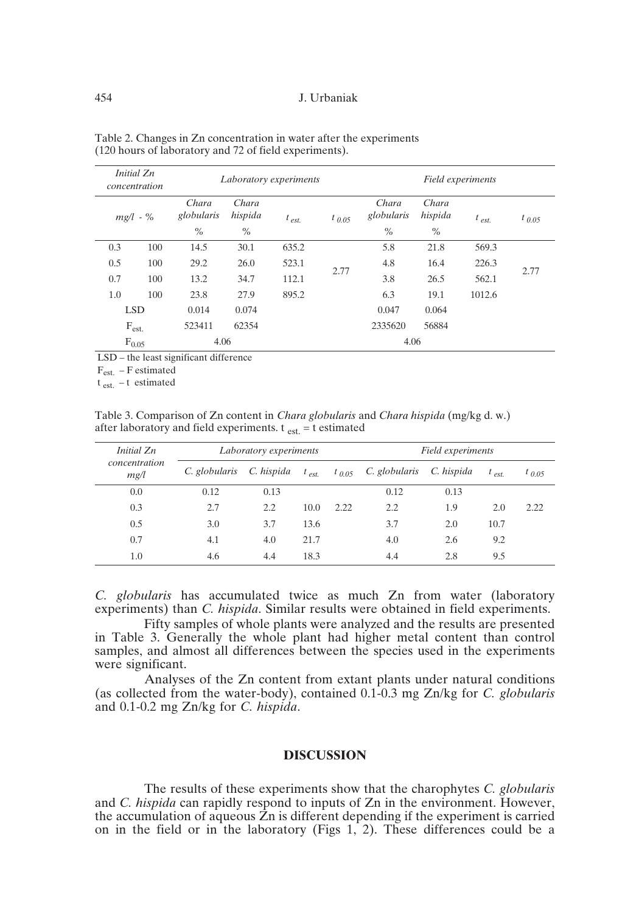Table 2. Changes in Zn concentration in water after the experiments (120 hours of laboratory and 72 of field experiments).

| *Initial Zn concentration* | | *Laboratory experiments* | | | | *Field experiments* | | | |
|---|---|---|---|---|---|---|---|---|---|
| *mg/l* | *%* | *Chara globularis* % | *Chara hispida* % | $t_{est.}$ | $t_{0.05}$ | *Chara globularis* % | *Chara hispida* % | $t_{est.}$ | $t_{0.05}$ |
| 0.3 | 100 | 14.5 | 30.1 | 635.2 | 2.77 | 5.8 | 21.8 | 569.3 | 2.77 |
| 0.5 | 100 | 29.2 | 26.0 | 523.1 | | 4.8 | 16.4 | 226.3 | |
| 0.7 | 100 | 13.2 | 34.7 | 112.1 | | 3.8 | 26.5 | 562.1 | |
| 1.0 | 100 | 23.8 | 27.9 | 895.2 | | 6.3 | 19.1 | 1012.6 | |
| LSD | | 0.014 | 0.074 | | | 0.047 | 0.064 | | |
| $F_{est.}$ | | 523411 | 62354 | | | 2335620 | 56884 | | |
| $F_{0.05}$ | | 4.06 | | | | 4.06 | | | |

LSD – the least significant difference

$F_{est.}$ – F estimated

$t_{est.}$ – t estimated

Table 3. Comparison of Zn content in *Chara globularis* and *Chara hispida* (mg/kg d. w.) after laboratory and field experiments. $t_{est.}$ = t estimated

| *Initial Zn concentration mg/l* | *Laboratory experiments* | | | | *Field experiments* | | | |
|---|---|---|---|---|---|---|---|---|
| | *C. globularis* | *C. hispida* | $t_{est.}$ | $t_{0.05}$ | *C. globularis* | *C. hispida* | $t_{est.}$ | $t_{0.05}$ |
| 0.0 | 0.12 | 0.13 | | | 0.12 | 0.13 | | |
| 0.3 | 2.7 | 2.2 | 10.0 | 2.22 | 2.2 | 1.9 | 2.0 | 2.22 |
| 0.5 | 3.0 | 3.7 | 13.6 | | 3.7 | 2.0 | 10.7 | |
| 0.7 | 4.1 | 4.0 | 21.7 | | 4.0 | 2.6 | 9.2 | |
| 1.0 | 4.6 | 4.4 | 18.3 | | 4.4 | 2.8 | 9.5 | |

*C. globularis* has accumulated twice as much Zn from water (laboratory experiments) than *C. hispida*. Similar results were obtained in field experiments.

Fifty samples of whole plants were analyzed and the results are presented in Table 3. Generally the whole plant had higher metal content than control samples, and almost all differences between the species used in the experiments were significant.

Analyses of the Zn content from extant plants under natural conditions (as collected from the water-body), contained 0.1-0.3 mg Zn/kg for *C. globularis* and 0.1-0.2 mg Zn/kg for *C. hispida*.

## DISCUSSION

The results of these experiments show that the charophytes *C. globularis* and *C. hispida* can rapidly respond to inputs of Zn in the environment. However, the accumulation of aqueous Zn is different depending if the experiment is carried on in the field or in the laboratory (Figs 1, 2). These differences could be a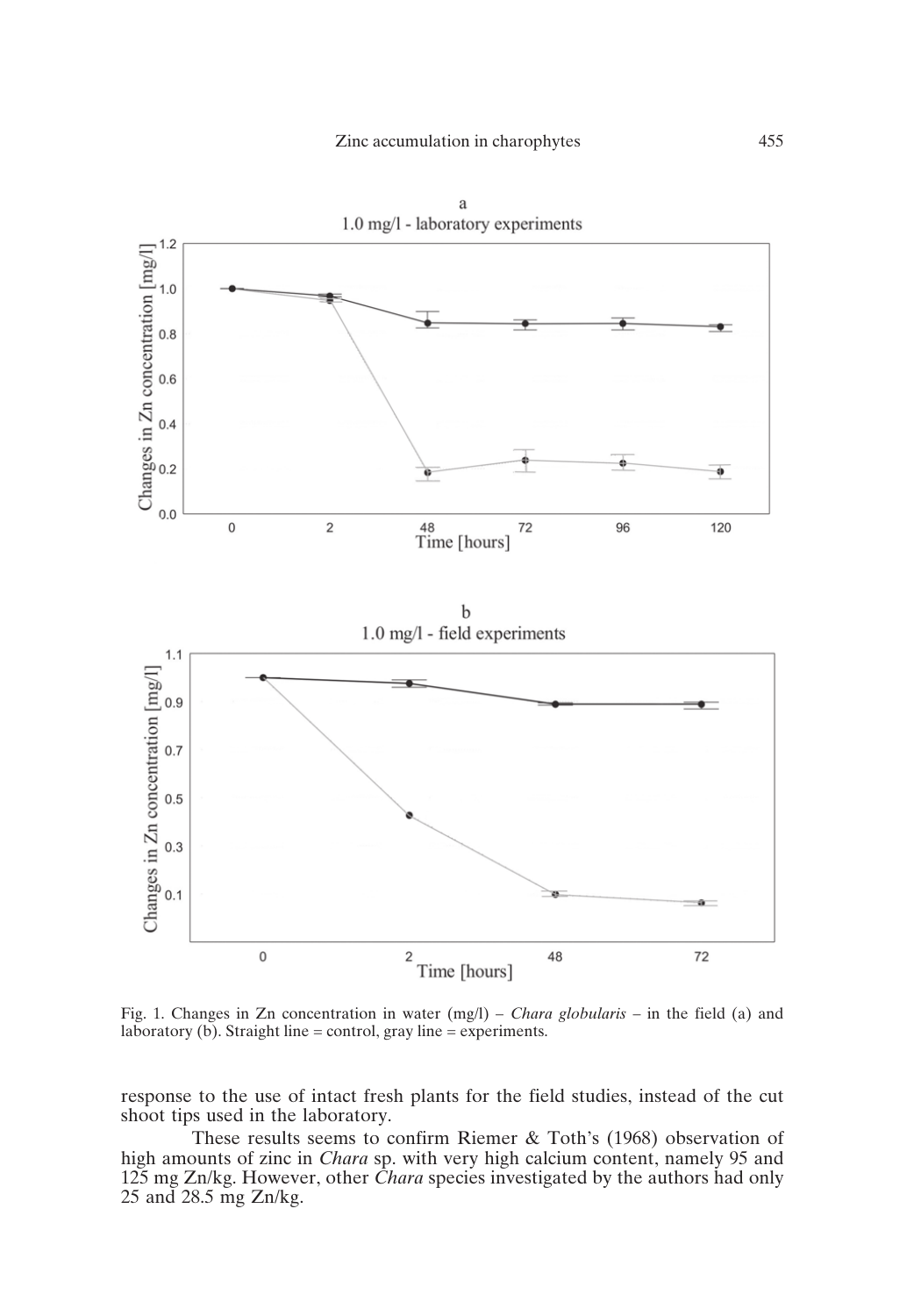Fig. 1. Changes in Zn concentration in water (mg/l) – *Chara globularis* – in the field (a) and laboratory (b). Straight line = control, gray line = experiments.

response to the use of intact fresh plants for the field studies, instead of the cut shoot tips used in the laboratory.

These results seems to confirm Riemer & Toth's (1968) observation of high amounts of zinc in *Chara* sp. with very high calcium content, namely 95 and 125 mg Zn/kg. However, other *Chara* species investigated by the authors had only 25 and 28.5 mg Zn/kg.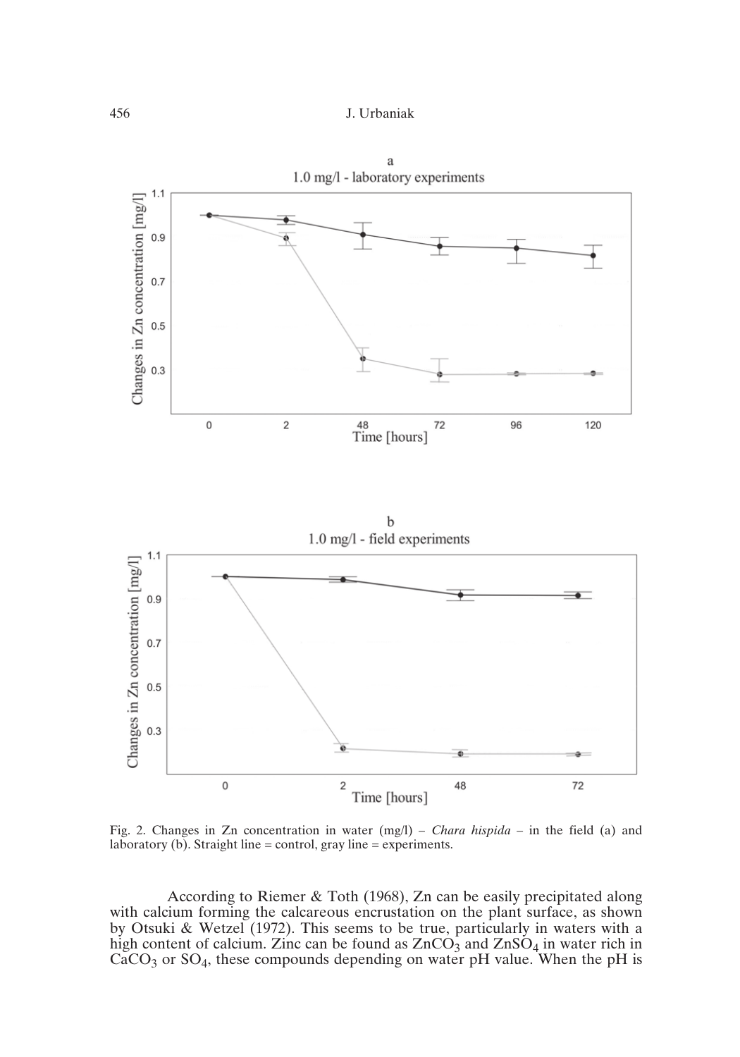Fig. 2. Changes in Zn concentration in water (mg/l) – *Chara hispida* – in the field (a) and laboratory (b). Straight line = control, gray line = experiments.

According to Riemer & Toth (1968), Zn can be easily precipitated along with calcium forming the calcareous encrustation on the plant surface, as shown by Otsuki & Wetzel (1972). This seems to be true, particularly in waters with a high content of calcium. Zinc can be found as $ZnCO_3$ and $ZnSO_4$ in water rich in $CaCO_3$ or $SO_4$, these compounds depending on water pH value. When the pH is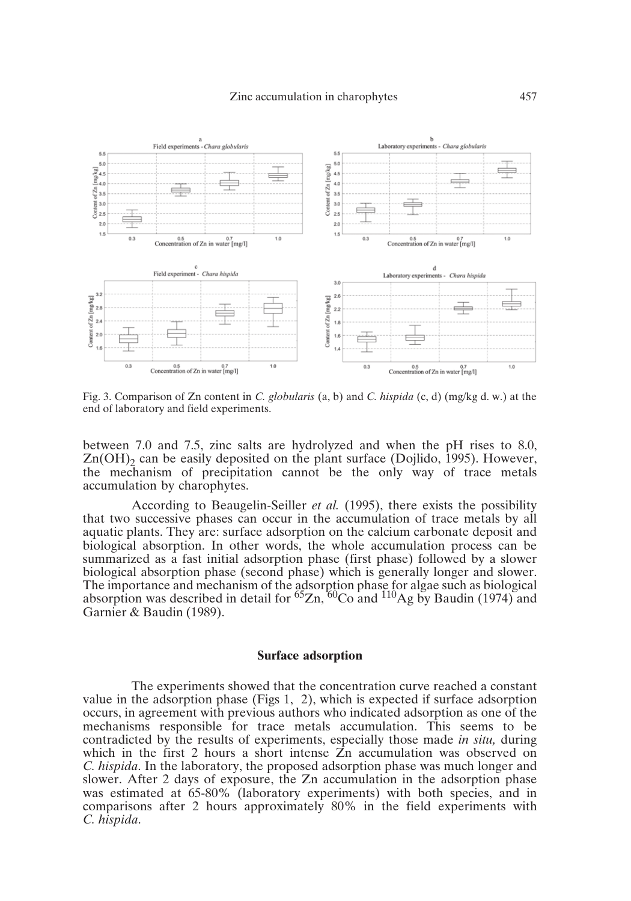Fig. 3. Comparison of Zn content in *C. globularis* (a, b) and *C. hispida* (c, d) (mg/kg d. w.) at the end of laboratory and field experiments.

between 7.0 and 7.5, zinc salts are hydrolyzed and when the pH rises to 8.0, $Zn(OH)_2$ can be easily deposited on the plant surface (Dojlido, 1995). However, the mechanism of precipitation cannot be the only way of trace metals accumulation by charophytes.

According to Beaugelin-Seiller *et al.* (1995), there exists the possibility that two successive phases can occur in the accumulation of trace metals by all aquatic plants. They are: surface adsorption on the calcium carbonate deposit and biological absorption. In other words, the whole accumulation process can be summarized as a fast initial adsorption phase (first phase) followed by a slower biological absorption phase (second phase) which is generally longer and slower. The importance and mechanism of the adsorption phase for algae such as biological absorption was described in detail for $^{65}Zn$, $^{60}Co$ and $^{110}Ag$ by Baudin (1974) and Garnier & Baudin (1989).

### Surface adsorption

The experiments showed that the concentration curve reached a constant value in the adsorption phase (Figs 1, 2), which is expected if surface adsorption occurs, in agreement with previous authors who indicated adsorption as one of the mechanisms responsible for trace metals accumulation. This seems to be contradicted by the results of experiments, especially those made *in situ,* during which in the first 2 hours a short intense Zn accumulation was observed on *C. hispida*. In the laboratory, the proposed adsorption phase was much longer and slower. After 2 days of exposure, the Zn accumulation in the adsorption phase was estimated at 65-80% (laboratory experiments) with both species, and in comparisons after 2 hours approximately 80% in the field experiments with *C. hispida*.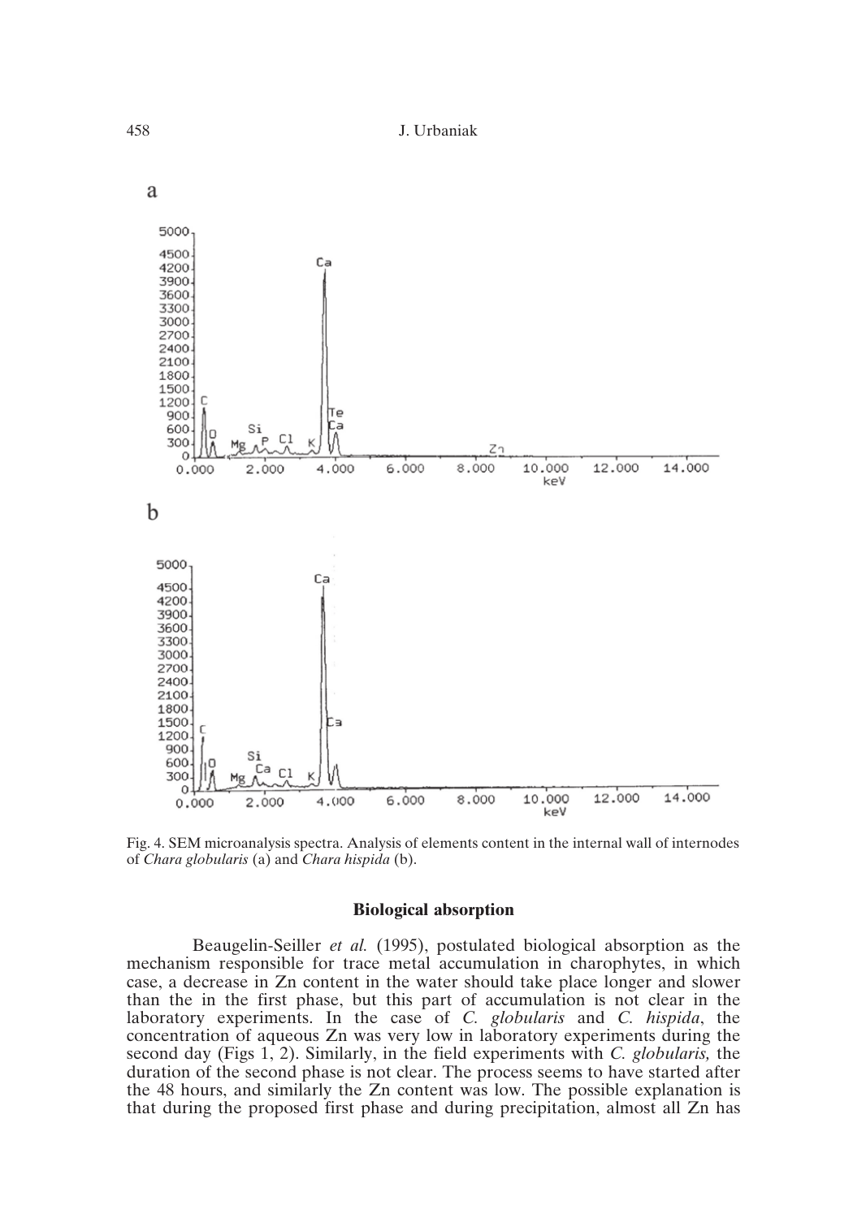Fig. 4. SEM microanalysis spectra. Analysis of elements content in the internal wall of internodes of *Chara globularis* (a) and *Chara hispida* (b).

### Biological absorption

Beaugelin-Seiller *et al.* (1995), postulated biological absorption as the mechanism responsible for trace metal accumulation in charophytes, in which case, a decrease in Zn content in the water should take place longer and slower than the in the first phase, but this part of accumulation is not clear in the laboratory experiments. In the case of *C. globularis* and *C. hispida*, the concentration of aqueous Zn was very low in laboratory experiments during the second day (Figs 1, 2). Similarly, in the field experiments with *C. globularis,* the duration of the second phase is not clear. The process seems to have started after the 48 hours, and similarly the Zn content was low. The possible explanation is that during the proposed first phase and during precipitation, almost all Zn has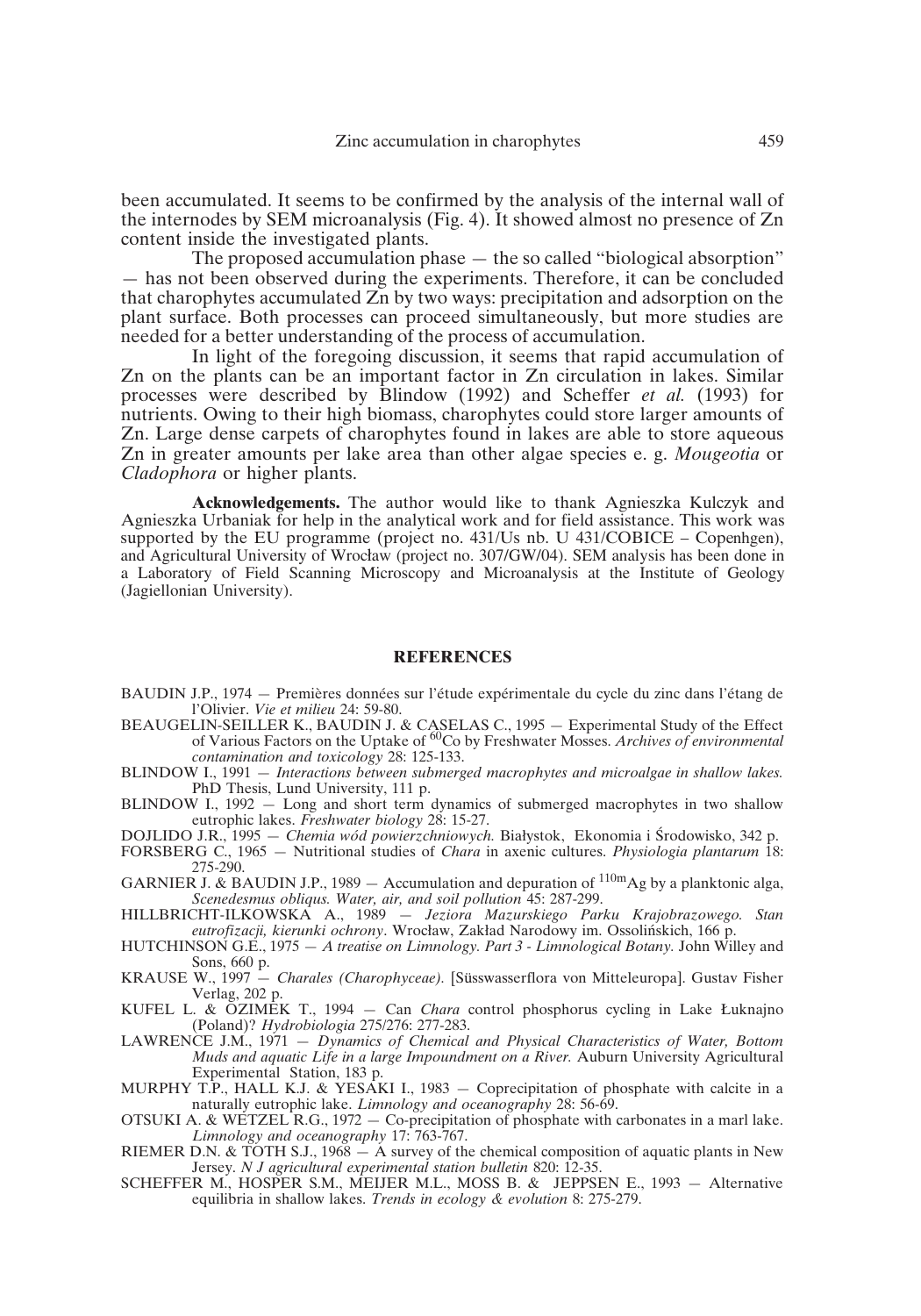been accumulated. It seems to be confirmed by the analysis of the internal wall of the internodes by SEM microanalysis (Fig. 4). It showed almost no presence of Zn content inside the investigated plants.

The proposed accumulation phase — the so called "biological absorption" — has not been observed during the experiments. Therefore, it can be concluded that charophytes accumulated Zn by two ways: precipitation and adsorption on the plant surface. Both processes can proceed simultaneously, but more studies are needed for a better understanding of the process of accumulation.

In light of the foregoing discussion, it seems that rapid accumulation of Zn on the plants can be an important factor in Zn circulation in lakes. Similar processes were described by Blindow (1992) and Scheffer *et al.* (1993) for nutrients. Owing to their high biomass, charophytes could store larger amounts of Zn. Large dense carpets of charophytes found in lakes are able to store aqueous Zn in greater amounts per lake area than other algae species e. g. *Mougeotia* or *Cladophora* or higher plants.

**Acknowledgements.** The author would like to thank Agnieszka Kulczyk and Agnieszka Urbaniak for help in the analytical work and for field assistance. This work was supported by the EU programme (project no. 431/Us nb. U 431/COBICE – Copenhgen), and Agricultural University of Wrocław (project no. 307/GW/04). SEM analysis has been done in a Laboratory of Field Scanning Microscopy and Microanalysis at the Institute of Geology (Jagiellonian University).

## REFERENCES

BAUDIN J.P., 1974 — Premières données sur l'étude expérimentale du cycle du zinc dans l'étang de l'Olivier. *Vie et milieu* 24: 59-80.

BEAUGELIN-SEILLER K., BAUDIN J. & CASELAS C., 1995 — Experimental Study of the Effect of Various Factors on the Uptake of $^{60}$Co by Freshwater Mosses. *Archives of environmental contamination and toxicology* 28: 125-133.

BLINDOW I., 1991 — *Interactions between submerged macrophytes and microalgae in shallow lakes.* PhD Thesis, Lund University, 111 p.

BLINDOW I., 1992 — Long and short term dynamics of submerged macrophytes in two shallow eutrophic lakes. *Freshwater biology* 28: 15-27.

DOJLIDO J.R., 1995 — *Chemia wód powierzchniowych.* Białystok, Ekonomia i Środowisko, 342 p.

FORSBERG C., 1965 — Nutritional studies of *Chara* in axenic cultures. *Physiologia plantarum* 18: 275-290.

GARNIER J. & BAUDIN J.P., 1989 — Accumulation and depuration of $^{110m}$Ag by a planktonic alga, *Scenedesmus obliqus. Water, air, and soil pollution* 45: 287-299.

HILLBRICHT-ILKOWSKA A., 1989 — *Jeziora Mazurskiego Parku Krajobrazowego. Stan eutrofizacji, kierunki ochrony*. Wrocław, Zakład Narodowy im. Ossolińskich, 166 p.

HUTCHINSON G.E., 1975 — *A treatise on Limnology. Part 3 - Limnological Botany.* John Willey and Sons, 660 p.

KRAUSE W., 1997 — *Charales (Charophyceae).* [Süsswasserflora von Mitteleuropa]. Gustav Fisher Verlag, 202 p.

KUFEL L. & OZIMEK T., 1994 — Can *Chara* control phosphorus cycling in Lake Łuknajno (Poland)? *Hydrobiologia* 275/276: 277-283.

LAWRENCE J.M., 1971 — *Dynamics of Chemical and Physical Characteristics of Water, Bottom Muds and aquatic Life in a large Impoundment on a River.* Auburn University Agricultural Experimental Station, 183 p.

MURPHY T.P., HALL K.J. & YESAKI I., 1983 — Coprecipitation of phosphate with calcite in a naturally eutrophic lake. *Limnology and oceanography* 28: 56-69.

OTSUKI A. & WETZEL R.G., 1972 — Co-precipitation of phosphate with carbonates in a marl lake. *Limnology and oceanography* 17: 763-767.

RIEMER D.N. & TOTH S.J., 1968 — A survey of the chemical composition of aquatic plants in New Jersey. *N J agricultural experimental station bulletin* 820: 12-35.

SCHEFFER M., HOSPER S.M., MEIJER M.L., MOSS B. & JEPPSEN E., 1993 — Alternative equilibria in shallow lakes. *Trends in ecology & evolution* 8: 275-279.